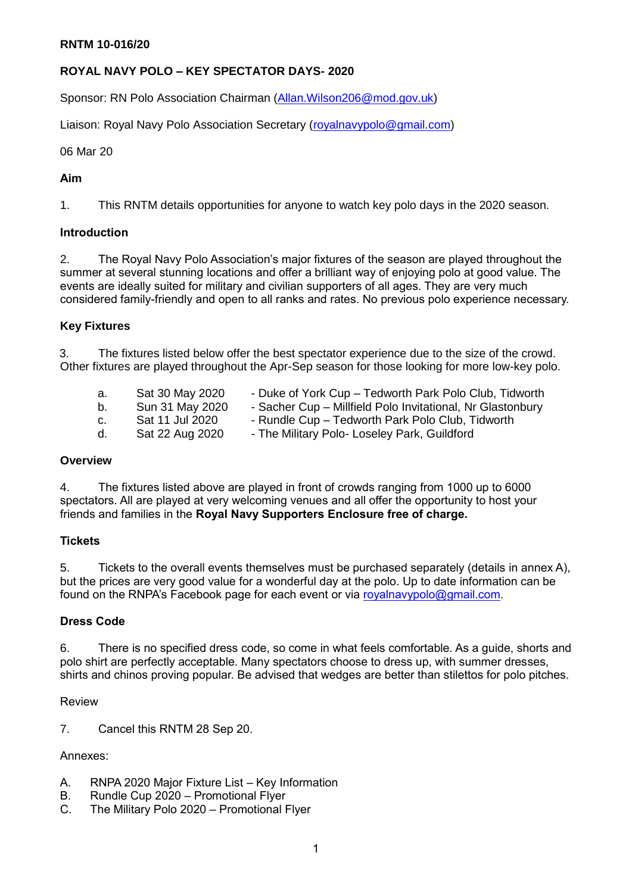**RNTM 10-016/20**

**ROYAL NAVY POLO – KEY SPECTATOR DAYS- 2020**

Sponsor: RN Polo Association Chairman (Allan.Wilson206@mod.gov.uk)

Liaison: Royal Navy Polo Association Secretary (royalnavypolo@gmail.com)

06 Mar 20

**Aim**

1. This RNTM details opportunities for anyone to watch key polo days in the 2020 season.

**Introduction**

2. The Royal Navy Polo Association's major fixtures of the season are played throughout the summer at several stunning locations and offer a brilliant way of enjoying polo at good value. The events are ideally suited for military and civilian supporters of all ages. They are very much considered family-friendly and open to all ranks and rates. No previous polo experience necessary.

**Key Fixtures**

3. The fixtures listed below offer the best spectator experience due to the size of the crowd. Other fixtures are played throughout the Apr-Sep season for those looking for more low-key polo.

a. Sat 30 May 2020 - Duke of York Cup – Tedworth Park Polo Club, Tidworth
b. Sun 31 May 2020 - Sacher Cup – Millfield Polo Invitational, Nr Glastonbury
c. Sat 11 Jul 2020 - Rundle Cup – Tedworth Park Polo Club, Tidworth
d. Sat 22 Aug 2020 - The Military Polo- Loseley Park, Guildford

**Overview**

4. The fixtures listed above are played in front of crowds ranging from 1000 up to 6000 spectators. All are played at very welcoming venues and all offer the opportunity to host your friends and families in the **Royal Navy Supporters Enclosure free of charge.**

**Tickets**

5. Tickets to the overall events themselves must be purchased separately (details in annex A), but the prices are very good value for a wonderful day at the polo. Up to date information can be found on the RNPA's Facebook page for each event or via royalnavypolo@gmail.com.

**Dress Code**

6. There is no specified dress code, so come in what feels comfortable. As a guide, shorts and polo shirt are perfectly acceptable. Many spectators choose to dress up, with summer dresses, shirts and chinos proving popular. Be advised that wedges are better than stilettos for polo pitches.

Review

7. Cancel this RNTM 28 Sep 20.

Annexes:

A. RNPA 2020 Major Fixture List – Key Information
B. Rundle Cup 2020 – Promotional Flyer
C. The Military Polo 2020 – Promotional Flyer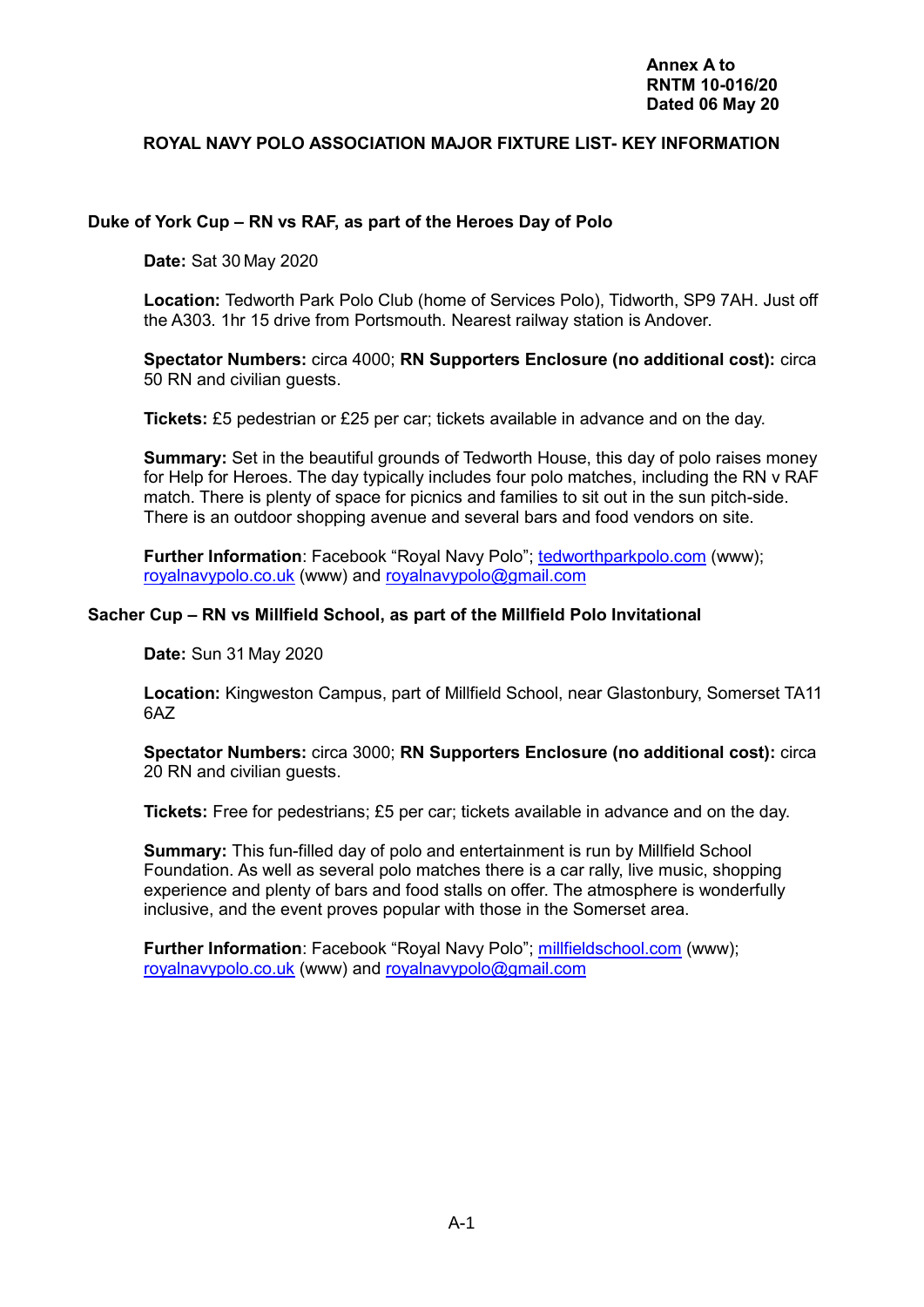**Annex A to**
**RNTM 10-016/20**
**Dated 06 May 20**

## ROYAL NAVY POLO ASSOCIATION MAJOR FIXTURE LIST- KEY INFORMATION

### Duke of York Cup – RN vs RAF, as part of the Heroes Day of Polo

**Date:** Sat 30 May 2020

**Location:** Tedworth Park Polo Club (home of Services Polo), Tidworth, SP9 7AH. Just off the A303. 1hr 15 drive from Portsmouth. Nearest railway station is Andover.

**Spectator Numbers:** circa 4000; **RN Supporters Enclosure (no additional cost):** circa 50 RN and civilian guests.

**Tickets:** £5 pedestrian or £25 per car; tickets available in advance and on the day.

**Summary:** Set in the beautiful grounds of Tedworth House, this day of polo raises money for Help for Heroes. The day typically includes four polo matches, including the RN v RAF match. There is plenty of space for picnics and families to sit out in the sun pitch-side. There is an outdoor shopping avenue and several bars and food vendors on site.

**Further Information**: Facebook "Royal Navy Polo"; tedworthparkpolo.com (www); royalnavypolo.co.uk (www) and royalnavypolo@gmail.com

### Sacher Cup – RN vs Millfield School, as part of the Millfield Polo Invitational

**Date:** Sun 31 May 2020

**Location:** Kingweston Campus, part of Millfield School, near Glastonbury, Somerset TA11 6AZ

**Spectator Numbers:** circa 3000; **RN Supporters Enclosure (no additional cost):** circa 20 RN and civilian guests.

**Tickets:** Free for pedestrians; £5 per car; tickets available in advance and on the day.

**Summary:** This fun-filled day of polo and entertainment is run by Millfield School Foundation. As well as several polo matches there is a car rally, live music, shopping experience and plenty of bars and food stalls on offer. The atmosphere is wonderfully inclusive, and the event proves popular with those in the Somerset area.

**Further Information**: Facebook "Royal Navy Polo"; millfieldschool.com (www); royalnavypolo.co.uk (www) and royalnavypolo@gmail.com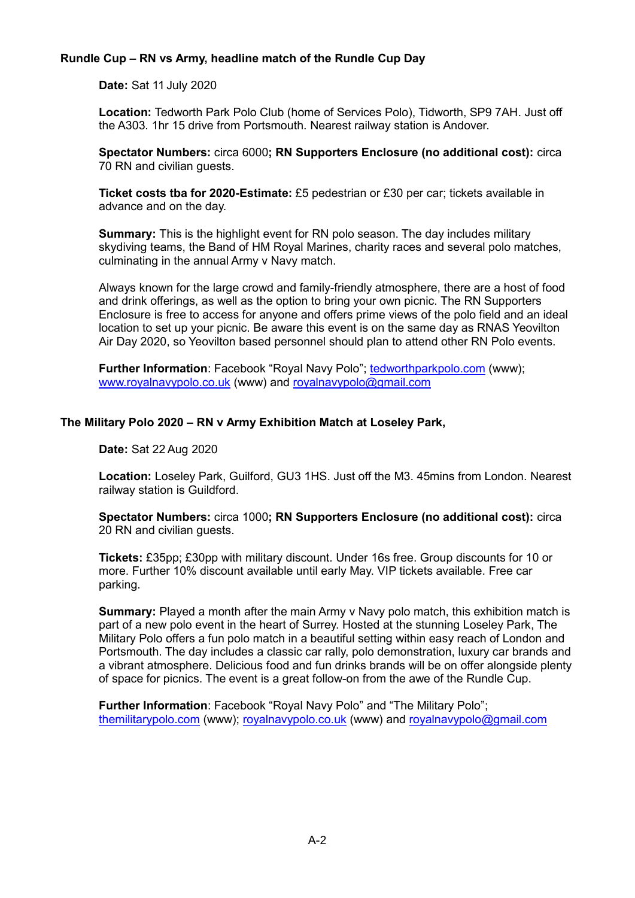**Rundle Cup – RN vs Army, headline match of the Rundle Cup Day**

**Date:** Sat 11 July 2020

**Location:** Tedworth Park Polo Club (home of Services Polo), Tidworth, SP9 7AH. Just off the A303. 1hr 15 drive from Portsmouth. Nearest railway station is Andover.

**Spectator Numbers:** circa 6000**; RN Supporters Enclosure (no additional cost):** circa 70 RN and civilian guests.

**Ticket costs tba for 2020-Estimate:** £5 pedestrian or £30 per car; tickets available in advance and on the day.

**Summary:** This is the highlight event for RN polo season. The day includes military skydiving teams, the Band of HM Royal Marines, charity races and several polo matches, culminating in the annual Army v Navy match.

Always known for the large crowd and family-friendly atmosphere, there are a host of food and drink offerings, as well as the option to bring your own picnic. The RN Supporters Enclosure is free to access for anyone and offers prime views of the polo field and an ideal location to set up your picnic. Be aware this event is on the same day as RNAS Yeovilton Air Day 2020, so Yeovilton based personnel should plan to attend other RN Polo events.

**Further Information**: Facebook "Royal Navy Polo"; tedworthparkpolo.com (www); www.royalnavypolo.co.uk (www) and royalnavypolo@gmail.com

**The Military Polo 2020 – RN v Army Exhibition Match at Loseley Park,**

**Date:** Sat 22 Aug 2020

**Location:** Loseley Park, Guilford, GU3 1HS. Just off the M3. 45mins from London. Nearest railway station is Guildford.

**Spectator Numbers:** circa 1000**; RN Supporters Enclosure (no additional cost):** circa 20 RN and civilian guests.

**Tickets:** £35pp; £30pp with military discount. Under 16s free. Group discounts for 10 or more. Further 10% discount available until early May. VIP tickets available. Free car parking.

**Summary:** Played a month after the main Army v Navy polo match, this exhibition match is part of a new polo event in the heart of Surrey. Hosted at the stunning Loseley Park, The Military Polo offers a fun polo match in a beautiful setting within easy reach of London and Portsmouth. The day includes a classic car rally, polo demonstration, luxury car brands and a vibrant atmosphere. Delicious food and fun drinks brands will be on offer alongside plenty of space for picnics. The event is a great follow-on from the awe of the Rundle Cup.

**Further Information**: Facebook "Royal Navy Polo" and "The Military Polo"; themilitarypolo.com (www); royalnavypolo.co.uk (www) and royalnavypolo@gmail.com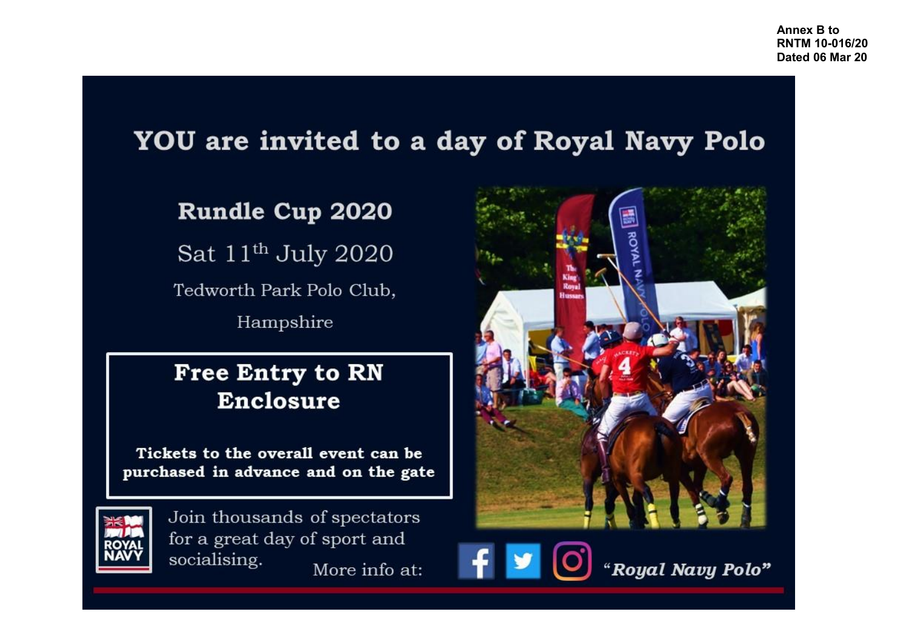Annex B to
RNTM 10-016/20
Dated 06 Mar 20

# YOU are invited to a day of Royal Navy Polo

## Rundle Cup 2020

Sat 11th July 2020

Tedworth Park Polo Club,

Hampshire

**Free Entry to RN Enclosure**

**Tickets to the overall event can be purchased in advance and on the gate**

Join thousands of spectators for a great day of sport and socialising.

More info at: ***"Royal Navy Polo"***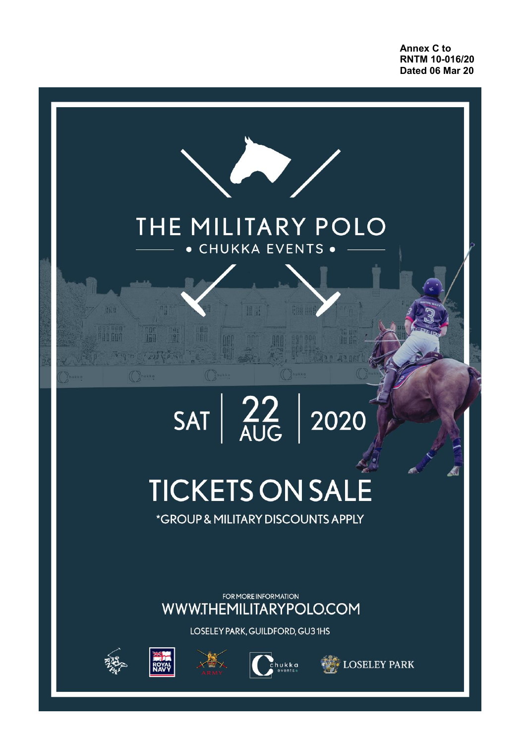**Annex C to**
**RNTM 10-016/20**
**Dated 06 Mar 20**

# THE MILITARY POLO

• CHUKKA EVENTS •

SAT | 22 AUG | 2020

# TICKETS ON SALE

*GROUP & MILITARY DISCOUNTS APPLY

FOR MORE INFORMATION

WWW.THEMILITARYPOLO.COM

LOSELEY PARK, GUILDFORD, GU3 1HS

RNPA | ROYAL NAVY | ARMY | chukka events | LOSELEY PARK